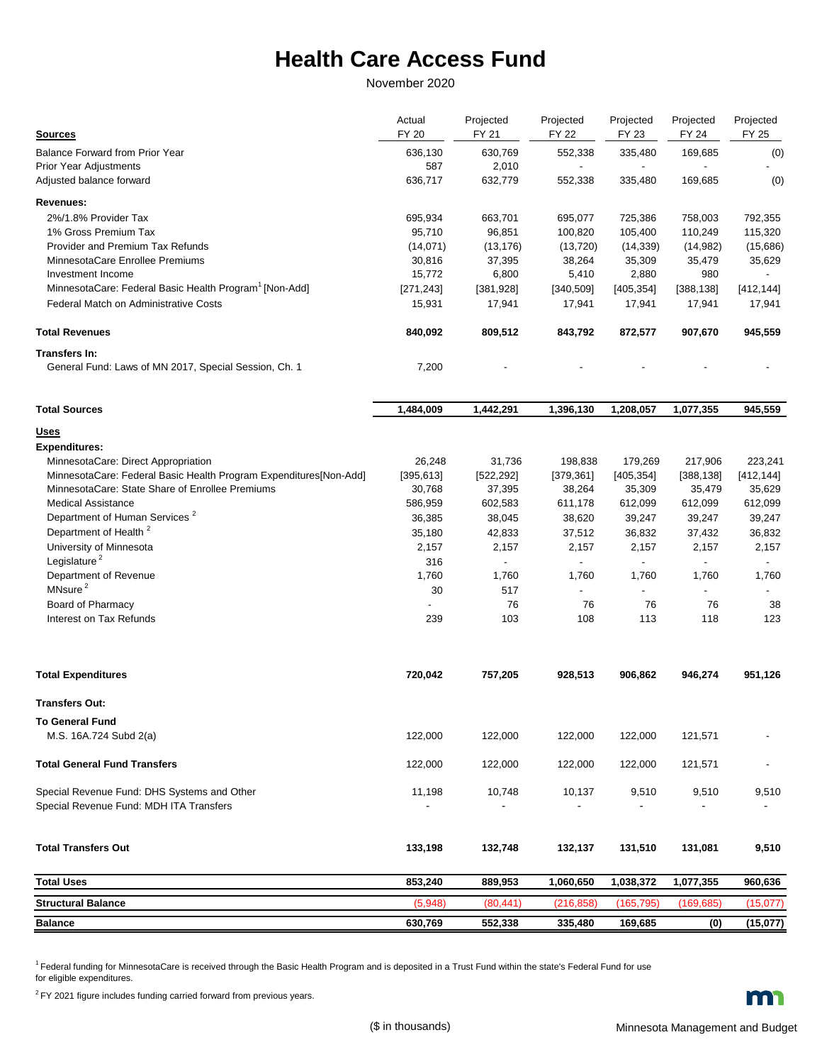# Health Care Access Fund

November 2020

| Sources | Actual FY 20 | Projected FY 21 | Projected FY 22 | Projected FY 23 | Projected FY 24 | Projected FY 25 |
|---|---|---|---|---|---|---|
| Balance Forward from Prior Year | 636,130 | 630,769 | 552,338 | 335,480 | 169,685 | (0) |
| Prior Year Adjustments | 587 | 2,010 | - | - | - | - |
| Adjusted balance forward | 636,717 | 632,779 | 552,338 | 335,480 | 169,685 | (0) |
| **Revenues:** | | | | | | |
| 2%/1.8% Provider Tax | 695,934 | 663,701 | 695,077 | 725,386 | 758,003 | 792,355 |
| 1% Gross Premium Tax | 95,710 | 96,851 | 100,820 | 105,400 | 110,249 | 115,320 |
| Provider and Premium Tax Refunds | (14,071) | (13,176) | (13,720) | (14,339) | (14,982) | (15,686) |
| MinnesotaCare Enrollee Premiums | 30,816 | 37,395 | 38,264 | 35,309 | 35,479 | 35,629 |
| Investment Income | 15,772 | 6,800 | 5,410 | 2,880 | 980 | - |
| MinnesotaCare: Federal Basic Health Program[1] [Non-Add] | [271,243] | [381,928] | [340,509] | [405,354] | [388,138] | [412,144] |
| Federal Match on Administrative Costs | 15,931 | 17,941 | 17,941 | 17,941 | 17,941 | 17,941 |
| **Total Revenues** | **840,092** | **809,512** | **843,792** | **872,577** | **907,670** | **945,559** |
| **Transfers In:** | | | | | | |
| General Fund: Laws of MN 2017, Special Session, Ch. 1 | 7,200 | - | - | - | - | - |
| **Total Sources** | **1,484,009** | **1,442,291** | **1,396,130** | **1,208,057** | **1,077,355** | **945,559** |
| **Uses** | | | | | | |
| **Expenditures:** | | | | | | |
| MinnesotaCare: Direct Appropriation | 26,248 | 31,736 | 198,838 | 179,269 | 217,906 | 223,241 |
| MinnesotaCare: Federal Basic Health Program Expenditures[Non-Add] | [395,613] | [522,292] | [379,361] | [405,354] | [388,138] | [412,144] |
| MinnesotaCare: State Share of Enrollee Premiums | 30,768 | 37,395 | 38,264 | 35,309 | 35,479 | 35,629 |
| Medical Assistance | 586,959 | 602,583 | 611,178 | 612,099 | 612,099 | 612,099 |
| Department of Human Services[2] | 36,385 | 38,045 | 38,620 | 39,247 | 39,247 | 39,247 |
| Department of Health[2] | 35,180 | 42,833 | 37,512 | 36,832 | 37,432 | 36,832 |
| University of Minnesota | 2,157 | 2,157 | 2,157 | 2,157 | 2,157 | 2,157 |
| Legislature[2] | 316 | - | - | - | - | - |
| Department of Revenue | 1,760 | 1,760 | 1,760 | 1,760 | 1,760 | 1,760 |
| MNsure[2] | 30 | 517 | - | - | - | - |
| Board of Pharmacy | - | 76 | 76 | 76 | 76 | 38 |
| Interest on Tax Refunds | 239 | 103 | 108 | 113 | 118 | 123 |
| **Total Expenditures** | **720,042** | **757,205** | **928,513** | **906,862** | **946,274** | **951,126** |
| **Transfers Out:** | | | | | | |
| **To General Fund** | | | | | | |
| M.S. 16A.724 Subd 2(a) | 122,000 | 122,000 | 122,000 | 122,000 | 121,571 | - |
| **Total General Fund Transfers** | 122,000 | 122,000 | 122,000 | 122,000 | 121,571 | - |
| Special Revenue Fund: DHS Systems and Other | 11,198 | 10,748 | 10,137 | 9,510 | 9,510 | 9,510 |
| Special Revenue Fund: MDH ITA Transfers | - | - | - | - | - | - |
| **Total Transfers Out** | **133,198** | **132,748** | **132,137** | **131,510** | **131,081** | **9,510** |
| **Total Uses** | **853,240** | **889,953** | **1,060,650** | **1,038,372** | **1,077,355** | **960,636** |
| **Structural Balance** | (5,948) | (80,441) | (216,858) | (165,795) | (169,685) | (15,077) |
| **Balance** | **630,769** | **552,338** | **335,480** | **169,685** | **(0)** | **(15,077)** |

[1] Federal funding for MinnesotaCare is received through the Basic Health Program and is deposited in a Trust Fund within the state's Federal Fund for use for eligible expenditures.

[2] FY 2021 figure includes funding carried forward from previous years.

($ in thousands)

Minnesota Management and Budget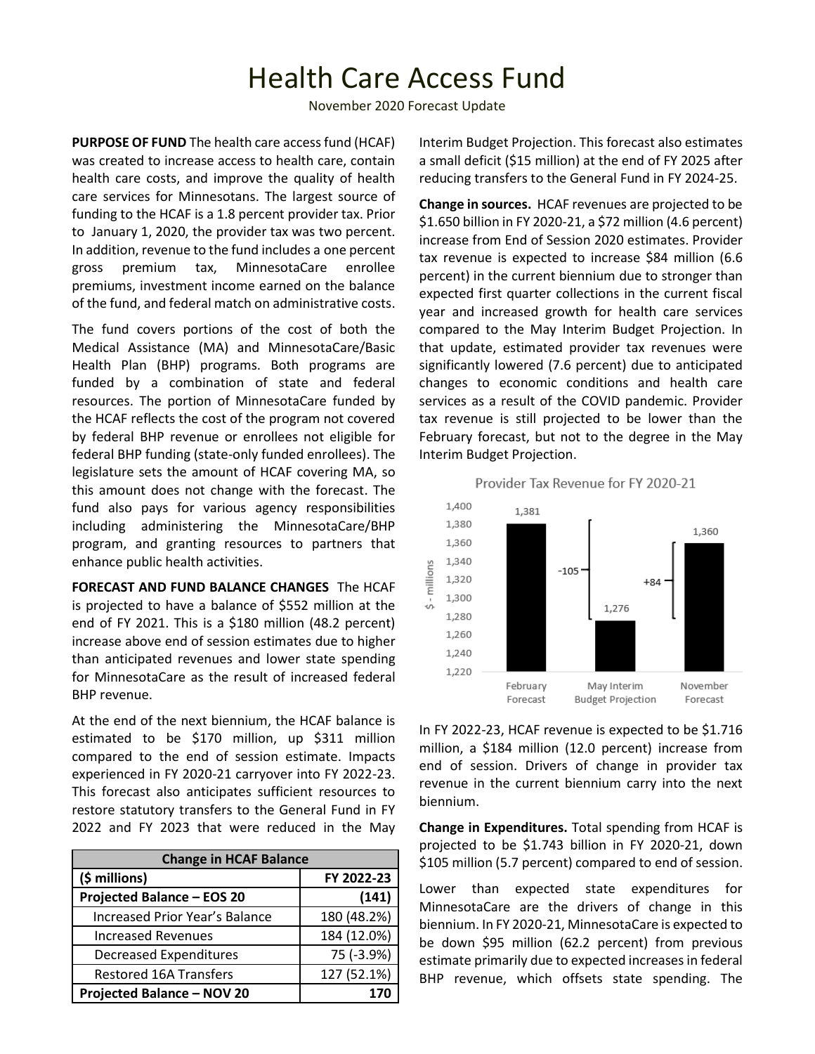# Health Care Access Fund

November 2020 Forecast Update

**PURPOSE OF FUND** The health care access fund (HCAF) was created to increase access to health care, contain health care costs, and improve the quality of health care services for Minnesotans. The largest source of funding to the HCAF is a 1.8 percent provider tax. Prior to January 1, 2020, the provider tax was two percent. In addition, revenue to the fund includes a one percent gross premium tax, MinnesotaCare enrollee premiums, investment income earned on the balance of the fund, and federal match on administrative costs.

The fund covers portions of the cost of both the Medical Assistance (MA) and MinnesotaCare/Basic Health Plan (BHP) programs. Both programs are funded by a combination of state and federal resources. The portion of MinnesotaCare funded by the HCAF reflects the cost of the program not covered by federal BHP revenue or enrollees not eligible for federal BHP funding (state-only funded enrollees). The legislature sets the amount of HCAF covering MA, so this amount does not change with the forecast. The fund also pays for various agency responsibilities including administering the MinnesotaCare/BHP program, and granting resources to partners that enhance public health activities.

**FORECAST AND FUND BALANCE CHANGES** The HCAF is projected to have a balance of $552 million at the end of FY 2021. This is a $180 million (48.2 percent) increase above end of session estimates due to higher than anticipated revenues and lower state spending for MinnesotaCare as the result of increased federal BHP revenue.

At the end of the next biennium, the HCAF balance is estimated to be $170 million, up $311 million compared to the end of session estimate. Impacts experienced in FY 2020-21 carryover into FY 2022-23. This forecast also anticipates sufficient resources to restore statutory transfers to the General Fund in FY 2022 and FY 2023 that were reduced in the May Interim Budget Projection. This forecast also estimates a small deficit ($15 million) at the end of FY 2025 after reducing transfers to the General Fund in FY 2024-25.

| Change in HCAF Balance | |
|---|---|
| **($ millions)** | **FY 2022-23** |
| **Projected Balance – EOS 20** | **(141)** |
| Increased Prior Year's Balance | 180 (48.2%) |
| Increased Revenues | 184 (12.0%) |
| Decreased Expenditures | 75 (-3.9%) |
| Restored 16A Transfers | 127 (52.1%) |
| **Projected Balance – NOV 20** | **170** |

**Change in sources.** HCAF revenues are projected to be $1.650 billion in FY 2020-21, a $72 million (4.6 percent) increase from End of Session 2020 estimates. Provider tax revenue is expected to increase $84 million (6.6 percent) in the current biennium due to stronger than expected first quarter collections in the current fiscal year and increased growth for health care services compared to the May Interim Budget Projection. In that update, estimated provider tax revenues were significantly lowered (7.6 percent) due to anticipated changes to economic conditions and health care services as a result of the COVID pandemic. Provider tax revenue is still projected to be lower than the February forecast, but not to the degree in the May Interim Budget Projection.

Provider Tax Revenue for FY 2020-21

| ($ - millions) | February Forecast | May Interim Budget Projection | November Forecast |
|---|---|---|---|
| Provider Tax Revenue | 1,381 | 1,276 | 1,360 |
| Change | | -105 | +84 |

In FY 2022-23, HCAF revenue is expected to be $1.716 million, a $184 million (12.0 percent) increase from end of session. Drivers of change in provider tax revenue in the current biennium carry into the next biennium.

**Change in Expenditures.** Total spending from HCAF is projected to be $1.743 billion in FY 2020-21, down $105 million (5.7 percent) compared to end of session.

Lower than expected state expenditures for MinnesotaCare are the drivers of change in this biennium. In FY 2020-21, MinnesotaCare is expected to be down $95 million (62.2 percent) from previous estimate primarily due to expected increases in federal BHP revenue, which offsets state spending. The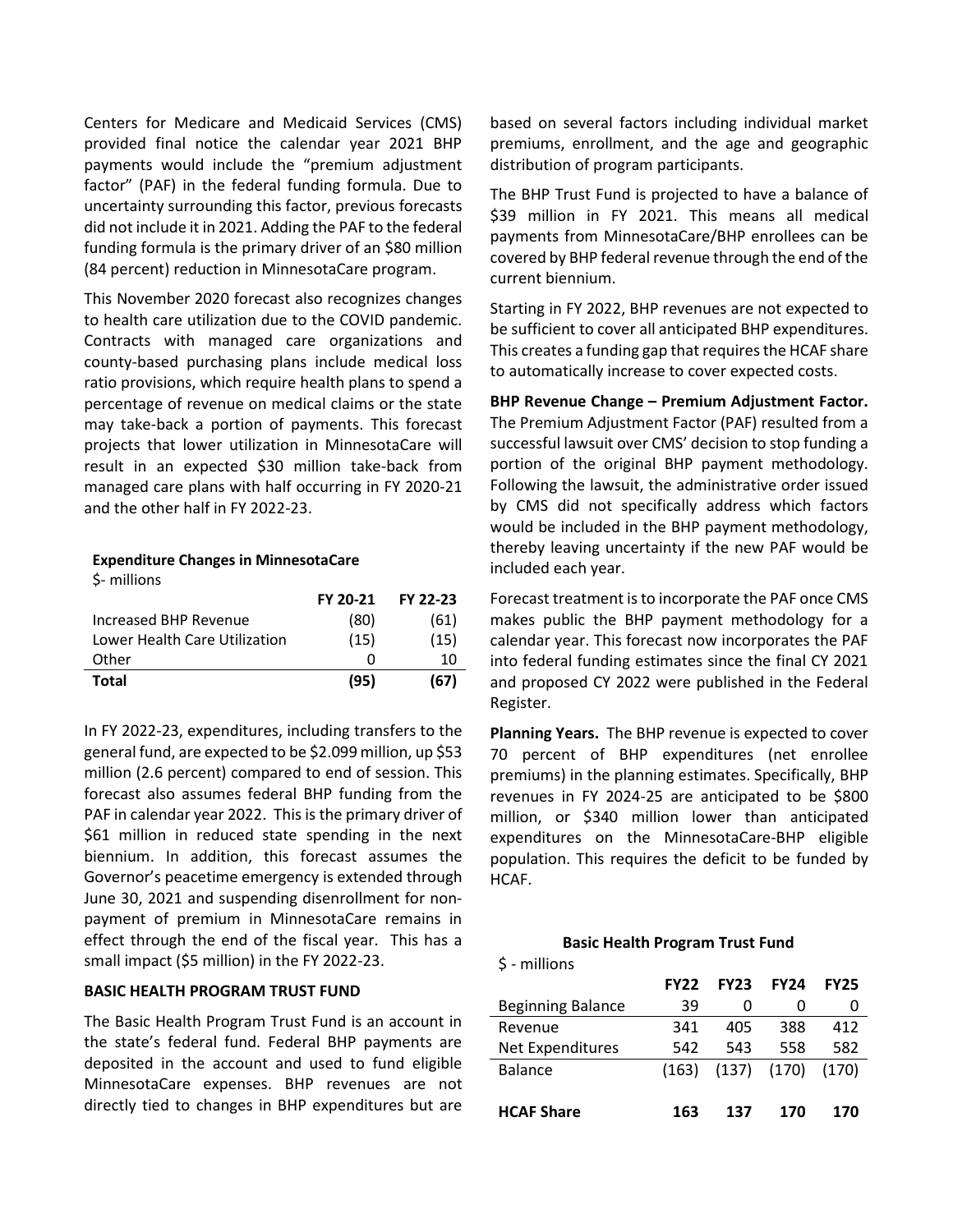Centers for Medicare and Medicaid Services (CMS) provided final notice the calendar year 2021 BHP payments would include the "premium adjustment factor" (PAF) in the federal funding formula. Due to uncertainty surrounding this factor, previous forecasts did not include it in 2021. Adding the PAF to the federal funding formula is the primary driver of an $80 million (84 percent) reduction in MinnesotaCare program.

This November 2020 forecast also recognizes changes to health care utilization due to the COVID pandemic. Contracts with managed care organizations and county-based purchasing plans include medical loss ratio provisions, which require health plans to spend a percentage of revenue on medical claims or the state may take-back a portion of payments. This forecast projects that lower utilization in MinnesotaCare will result in an expected $30 million take-back from managed care plans with half occurring in FY 2020-21 and the other half in FY 2022-23.

**Expenditure Changes in MinnesotaCare**

$- millions

| | FY 20-21 | FY 22-23 |
|---|---|---|
| Increased BHP Revenue | (80) | (61) |
| Lower Health Care Utilization | (15) | (15) |
| Other | 0 | 10 |
| **Total** | **(95)** | **(67)** |

In FY 2022-23, expenditures, including transfers to the general fund, are expected to be $2.099 million, up $53 million (2.6 percent) compared to end of session. This forecast also assumes federal BHP funding from the PAF in calendar year 2022. This is the primary driver of $61 million in reduced state spending in the next biennium. In addition, this forecast assumes the Governor's peacetime emergency is extended through June 30, 2021 and suspending disenrollment for non-payment of premium in MinnesotaCare remains in effect through the end of the fiscal year. This has a small impact ($5 million) in the FY 2022-23.

**BASIC HEALTH PROGRAM TRUST FUND**

The Basic Health Program Trust Fund is an account in the state's federal fund. Federal BHP payments are deposited in the account and used to fund eligible MinnesotaCare expenses. BHP revenues are not directly tied to changes in BHP expenditures but are based on several factors including individual market premiums, enrollment, and the age and geographic distribution of program participants.

The BHP Trust Fund is projected to have a balance of $39 million in FY 2021. This means all medical payments from MinnesotaCare/BHP enrollees can be covered by BHP federal revenue through the end of the current biennium.

Starting in FY 2022, BHP revenues are not expected to be sufficient to cover all anticipated BHP expenditures. This creates a funding gap that requires the HCAF share to automatically increase to cover expected costs.

**BHP Revenue Change – Premium Adjustment Factor.** The Premium Adjustment Factor (PAF) resulted from a successful lawsuit over CMS' decision to stop funding a portion of the original BHP payment methodology. Following the lawsuit, the administrative order issued by CMS did not specifically address which factors would be included in the BHP payment methodology, thereby leaving uncertainty if the new PAF would be included each year.

Forecast treatment is to incorporate the PAF once CMS makes public the BHP payment methodology for a calendar year. This forecast now incorporates the PAF into federal funding estimates since the final CY 2021 and proposed CY 2022 were published in the Federal Register.

**Planning Years.** The BHP revenue is expected to cover 70 percent of BHP expenditures (net enrollee premiums) in the planning estimates. Specifically, BHP revenues in FY 2024-25 are anticipated to be $800 million, or $340 million lower than anticipated expenditures on the MinnesotaCare-BHP eligible population. This requires the deficit to be funded by HCAF.

**Basic Health Program Trust Fund**

$ - millions

| | FY22 | FY23 | FY24 | FY25 |
|---|---|---|---|---|
| Beginning Balance | 39 | 0 | 0 | 0 |
| Revenue | 341 | 405 | 388 | 412 |
| Net Expenditures | 542 | 543 | 558 | 582 |
| Balance | (163) | (137) | (170) | (170) |
| **HCAF Share** | **163** | **137** | **170** | **170** |